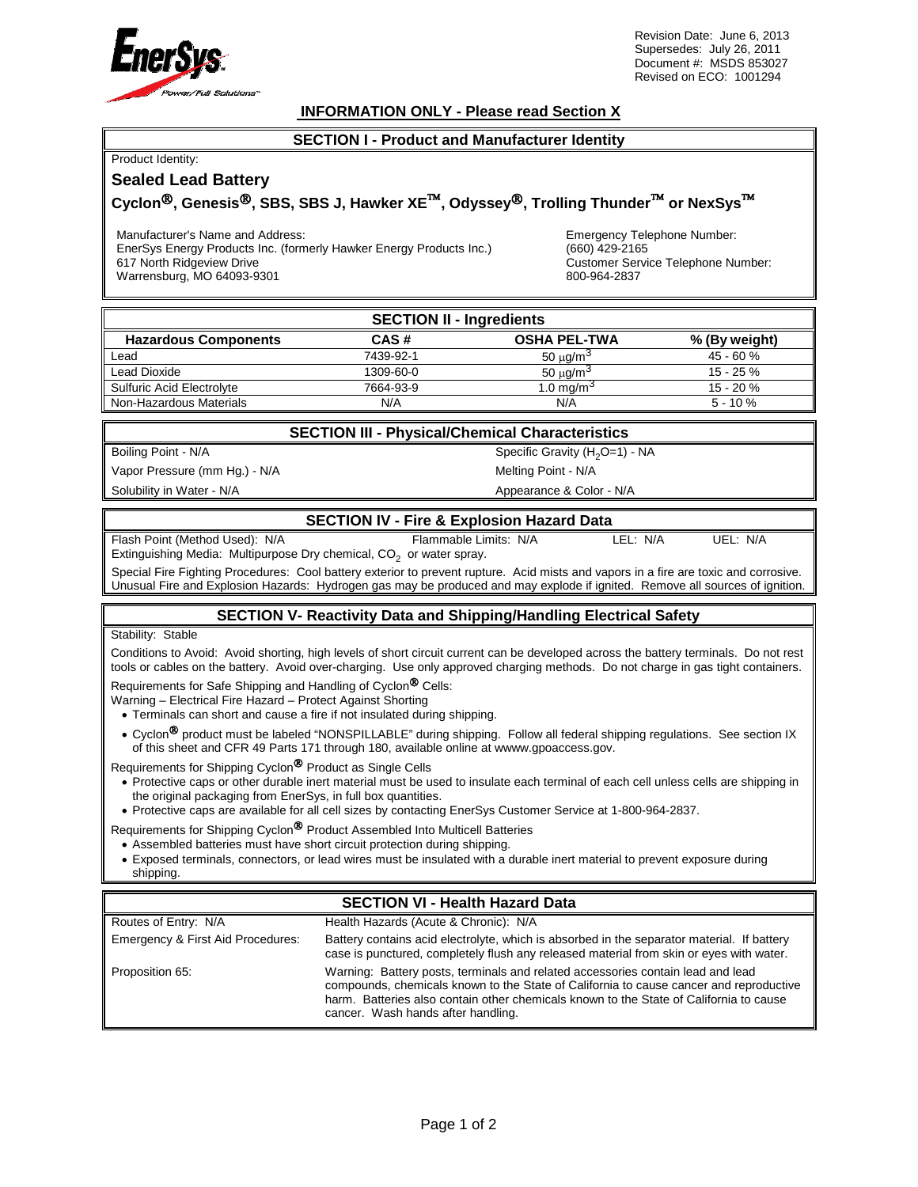Revision Date: June 6, 2013
Supersedes: July 26, 2011
Document #: MSDS 853027
Revised on ECO: 1001294

**INFORMATION ONLY - Please read Section X**

## SECTION I - Product and Manufacturer Identity

Product Identity:

### Sealed Lead Battery

### Cyclon®, Genesis®, SBS, SBS J, Hawker XE™, Odyssey®, Trolling Thunder™ or NexSys™

Manufacturer's Name and Address:
EnerSys Energy Products Inc. (formerly Hawker Energy Products Inc.)
617 North Ridgeview Drive
Warrensburg, MO 64093-9301

Emergency Telephone Number:
(660) 429-2165
Customer Service Telephone Number:
800-964-2837

## SECTION II - Ingredients

| Hazardous Components | CAS # | OSHA PEL-TWA | % (By weight) |
|---|---|---|---|
| Lead | 7439-92-1 | 50 $\mu g/m^3$ | 45 - 60 % |
| Lead Dioxide | 1309-60-0 | 50 $\mu g/m^3$ | 15 - 25 % |
| Sulfuric Acid Electrolyte | 7664-93-9 | 1.0 $mg/m^3$ | 15 - 20 % |
| Non-Hazardous Materials | N/A | N/A | 5 - 10 % |

## SECTION III - Physical/Chemical Characteristics

| | |
|---|---|
| Boiling Point - N/A | Specific Gravity ($H_2O$=1) - NA |
| Vapor Pressure (mm Hg.) - N/A | Melting Point - N/A |
| Solubility in Water - N/A | Appearance & Color - N/A |

## SECTION IV - Fire & Explosion Hazard Data

Flash Point (Method Used): N/A  Flammable Limits: N/A  LEL: N/A  UEL: N/A

Extinguishing Media: Multipurpose Dry chemical, $CO_2$ or water spray.

Special Fire Fighting Procedures: Cool battery exterior to prevent rupture. Acid mists and vapors in a fire are toxic and corrosive.
Unusual Fire and Explosion Hazards: Hydrogen gas may be produced and may explode if ignited. Remove all sources of ignition.

## SECTION V- Reactivity Data and Shipping/Handling Electrical Safety

Stability: Stable

Conditions to Avoid: Avoid shorting, high levels of short circuit current can be developed across the battery terminals. Do not rest tools or cables on the battery. Avoid over-charging. Use only approved charging methods. Do not charge in gas tight containers.

Requirements for Safe Shipping and Handling of Cyclon® Cells:
Warning – Electrical Fire Hazard – Protect Against Shorting

- Terminals can short and cause a fire if not insulated during shipping.
- Cyclon® product must be labeled "NONSPILLABLE" during shipping. Follow all federal shipping regulations. See section IX of this sheet and CFR 49 Parts 171 through 180, available online at wwww.gpoaccess.gov.

Requirements for Shipping Cyclon® Product as Single Cells

- Protective caps or other durable inert material must be used to insulate each terminal of each cell unless cells are shipping in the original packaging from EnerSys, in full box quantities.
- Protective caps are available for all cell sizes by contacting EnerSys Customer Service at 1-800-964-2837.

Requirements for Shipping Cyclon® Product Assembled Into Multicell Batteries

- Assembled batteries must have short circuit protection during shipping.
- Exposed terminals, connectors, or lead wires must be insulated with a durable inert material to prevent exposure during shipping.

## SECTION VI - Health Hazard Data

| | |
|---|---|
| Routes of Entry: N/A | Health Hazards (Acute & Chronic): N/A |
| Emergency & First Aid Procedures: | Battery contains acid electrolyte, which is absorbed in the separator material. If battery case is punctured, completely flush any released material from skin or eyes with water. |
| Proposition 65: | Warning: Battery posts, terminals and related accessories contain lead and lead compounds, chemicals known to the State of California to cause cancer and reproductive harm. Batteries also contain other chemicals known to the State of California to cause cancer. Wash hands after handling. |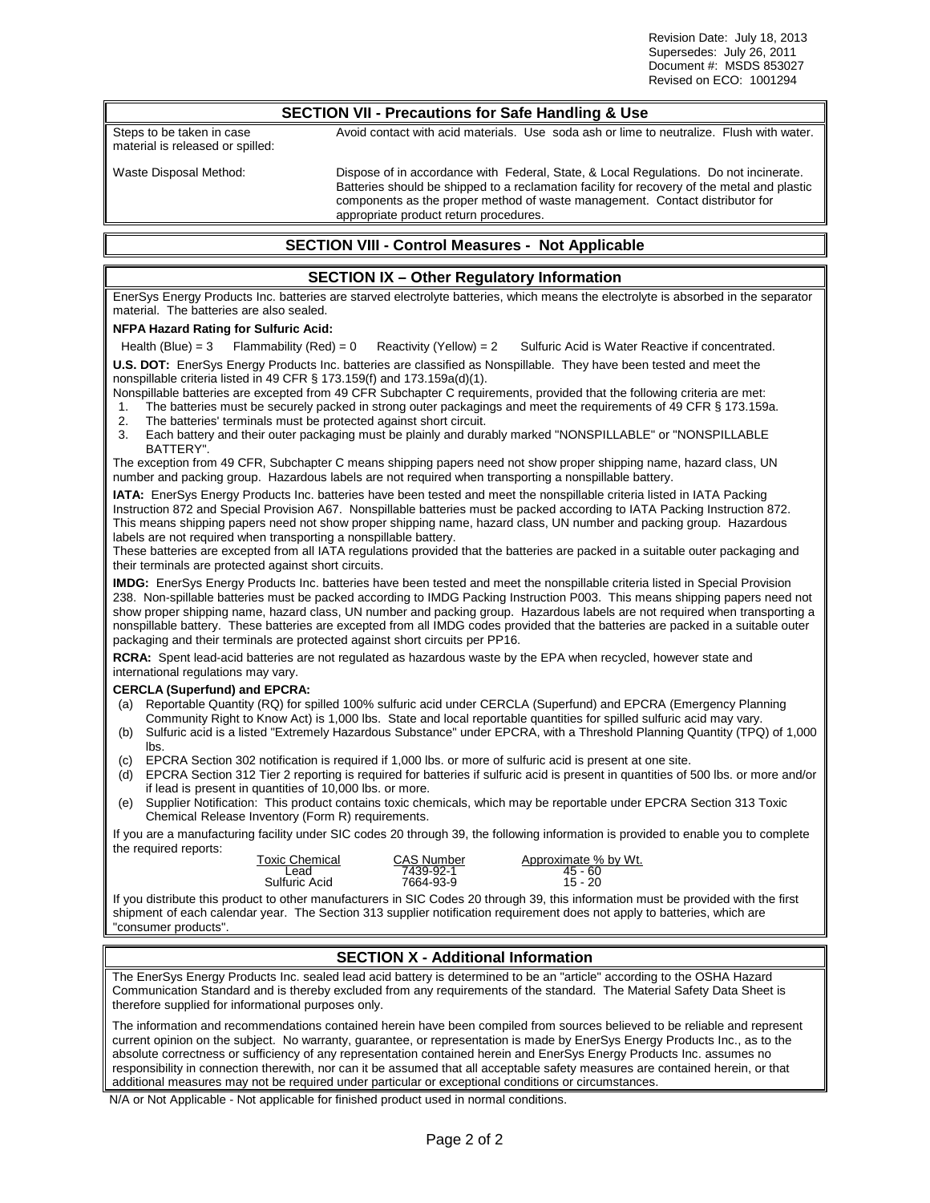Revision Date: July 18, 2013
Supersedes: July 26, 2011
Document #: MSDS 853027
Revised on ECO: 1001294

## SECTION VII - Precautions for Safe Handling & Use

| | |
|---|---|
| Steps to be taken in case material is released or spilled: | Avoid contact with acid materials. Use soda ash or lime to neutralize. Flush with water. |
| Waste Disposal Method: | Dispose of in accordance with Federal, State, & Local Regulations. Do not incinerate. Batteries should be shipped to a reclamation facility for recovery of the metal and plastic components as the proper method of waste management. Contact distributor for appropriate product return procedures. |

## SECTION VIII - Control Measures - Not Applicable

## SECTION IX – Other Regulatory Information

EnerSys Energy Products Inc. batteries are starved electrolyte batteries, which means the electrolyte is absorbed in the separator material. The batteries are also sealed.

**NFPA Hazard Rating for Sulfuric Acid:**

Health (Blue) = 3 Flammability (Red) = 0 Reactivity (Yellow) = 2 Sulfuric Acid is Water Reactive if concentrated.

**U.S. DOT:** EnerSys Energy Products Inc. batteries are classified as Nonspillable. They have been tested and meet the nonspillable criteria listed in 49 CFR § 173.159(f) and 173.159a(d)(1).

Nonspillable batteries are excepted from 49 CFR Subchapter C requirements, provided that the following criteria are met:

1. The batteries must be securely packed in strong outer packagings and meet the requirements of 49 CFR § 173.159a.
2. The batteries' terminals must be protected against short circuit.
3. Each battery and their outer packaging must be plainly and durably marked "NONSPILLABLE" or "NONSPILLABLE BATTERY".

The exception from 49 CFR, Subchapter C means shipping papers need not show proper shipping name, hazard class, UN number and packing group. Hazardous labels are not required when transporting a nonspillable battery.

**IATA:** EnerSys Energy Products Inc. batteries have been tested and meet the nonspillable criteria listed in IATA Packing Instruction 872 and Special Provision A67. Nonspillable batteries must be packed according to IATA Packing Instruction 872. This means shipping papers need not show proper shipping name, hazard class, UN number and packing group. Hazardous labels are not required when transporting a nonspillable battery.

These batteries are excepted from all IATA regulations provided that the batteries are packed in a suitable outer packaging and their terminals are protected against short circuits.

**IMDG:** EnerSys Energy Products Inc. batteries have been tested and meet the nonspillable criteria listed in Special Provision 238. Non-spillable batteries must be packed according to IMDG Packing Instruction P003. This means shipping papers need not show proper shipping name, hazard class, UN number and packing group. Hazardous labels are not required when transporting a nonspillable battery. These batteries are excepted from all IMDG codes provided that the batteries are packed in a suitable outer packaging and their terminals are protected against short circuits per PP16.

**RCRA:** Spent lead-acid batteries are not regulated as hazardous waste by the EPA when recycled, however state and international regulations may vary.

**CERCLA (Superfund) and EPCRA:**

(a) Reportable Quantity (RQ) for spilled 100% sulfuric acid under CERCLA (Superfund) and EPCRA (Emergency Planning Community Right to Know Act) is 1,000 lbs. State and local reportable quantities for spilled sulfuric acid may vary.

(b) Sulfuric acid is a listed "Extremely Hazardous Substance" under EPCRA, with a Threshold Planning Quantity (TPQ) of 1,000 lbs.

(c) EPCRA Section 302 notification is required if 1,000 lbs. or more of sulfuric acid is present at one site.

(d) EPCRA Section 312 Tier 2 reporting is required for batteries if sulfuric acid is present in quantities of 500 lbs. or more and/or if lead is present in quantities of 10,000 lbs. or more.

(e) Supplier Notification: This product contains toxic chemicals, which may be reportable under EPCRA Section 313 Toxic Chemical Release Inventory (Form R) requirements.

If you are a manufacturing facility under SIC codes 20 through 39, the following information is provided to enable you to complete the required reports:

| Toxic Chemical | CAS Number | Approximate % by Wt. |
|---|---|---|
| Lead | 7439-92-1 | 45 - 60 |
| Sulfuric Acid | 7664-93-9 | 15 - 20 |

If you distribute this product to other manufacturers in SIC Codes 20 through 39, this information must be provided with the first shipment of each calendar year. The Section 313 supplier notification requirement does not apply to batteries, which are "consumer products".

## SECTION X - Additional Information

The EnerSys Energy Products Inc. sealed lead acid battery is determined to be an "article" according to the OSHA Hazard Communication Standard and is thereby excluded from any requirements of the standard. The Material Safety Data Sheet is therefore supplied for informational purposes only.

The information and recommendations contained herein have been compiled from sources believed to be reliable and represent current opinion on the subject. No warranty, guarantee, or representation is made by EnerSys Energy Products Inc., as to the absolute correctness or sufficiency of any representation contained herein and EnerSys Energy Products Inc. assumes no responsibility in connection therewith, nor can it be assumed that all acceptable safety measures are contained herein, or that additional measures may not be required under particular or exceptional conditions or circumstances.

N/A or Not Applicable - Not applicable for finished product used in normal conditions.